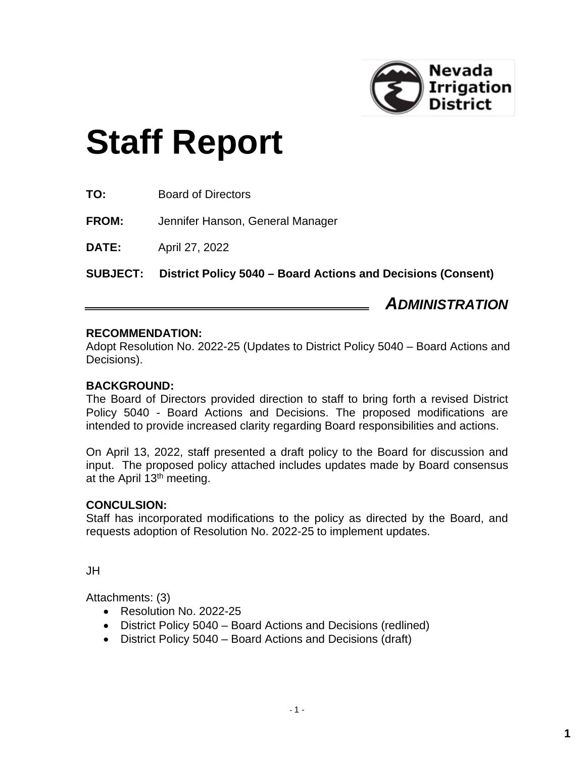Nevada Irrigation District

# Staff Report

**TO:** Board of Directors

**FROM:** Jennifer Hanson, General Manager

**DATE:** April 27, 2022

**SUBJECT:** **District Policy 5040 – Board Actions and Decisions (Consent)**

***ADMINISTRATION***

**RECOMMENDATION:**
Adopt Resolution No. 2022-25 (Updates to District Policy 5040 – Board Actions and Decisions).

**BACKGROUND:**
The Board of Directors provided direction to staff to bring forth a revised District Policy 5040 - Board Actions and Decisions. The proposed modifications are intended to provide increased clarity regarding Board responsibilities and actions.

On April 13, 2022, staff presented a draft policy to the Board for discussion and input. The proposed policy attached includes updates made by Board consensus at the April 13th meeting.

**CONCULSION:**
Staff has incorporated modifications to the policy as directed by the Board, and requests adoption of Resolution No. 2022-25 to implement updates.

JH

Attachments: (3)

- Resolution No. 2022-25
- District Policy 5040 – Board Actions and Decisions (redlined)
- District Policy 5040 – Board Actions and Decisions (draft)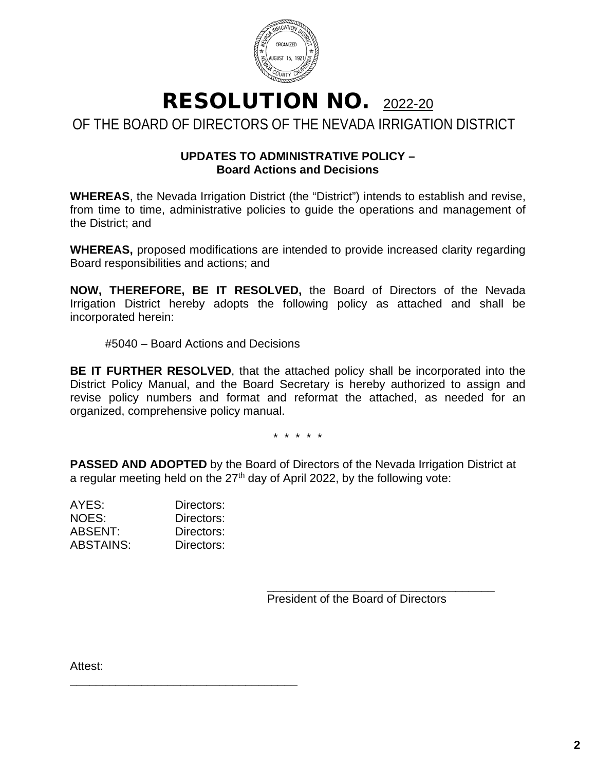# RESOLUTION NO. 2022-20

## OF THE BOARD OF DIRECTORS OF THE NEVADA IRRIGATION DISTRICT

### UPDATES TO ADMINISTRATIVE POLICY – Board Actions and Decisions

**WHEREAS**, the Nevada Irrigation District (the "District") intends to establish and revise, from time to time, administrative policies to guide the operations and management of the District; and

**WHEREAS,** proposed modifications are intended to provide increased clarity regarding Board responsibilities and actions; and

**NOW, THEREFORE, BE IT RESOLVED,** the Board of Directors of the Nevada Irrigation District hereby adopts the following policy as attached and shall be incorporated herein:

#5040 – Board Actions and Decisions

**BE IT FURTHER RESOLVED**, that the attached policy shall be incorporated into the District Policy Manual, and the Board Secretary is hereby authorized to assign and revise policy numbers and format and reformat the attached, as needed for an organized, comprehensive policy manual.

\* \* \* \* \*

**PASSED AND ADOPTED** by the Board of Directors of the Nevada Irrigation District at a regular meeting held on the 27th day of April 2022, by the following vote:

AYES: Directors:
NOES: Directors:
ABSENT: Directors:
ABSTAINS: Directors:

\_\_\_\_\_\_\_\_\_\_\_\_\_\_\_\_\_\_\_\_\_\_\_\_\_\_\_\_\_\_\_\_\_\_\_
President of the Board of Directors

Attest:
\_\_\_\_\_\_\_\_\_\_\_\_\_\_\_\_\_\_\_\_\_\_\_\_\_\_\_\_\_\_\_\_\_\_\_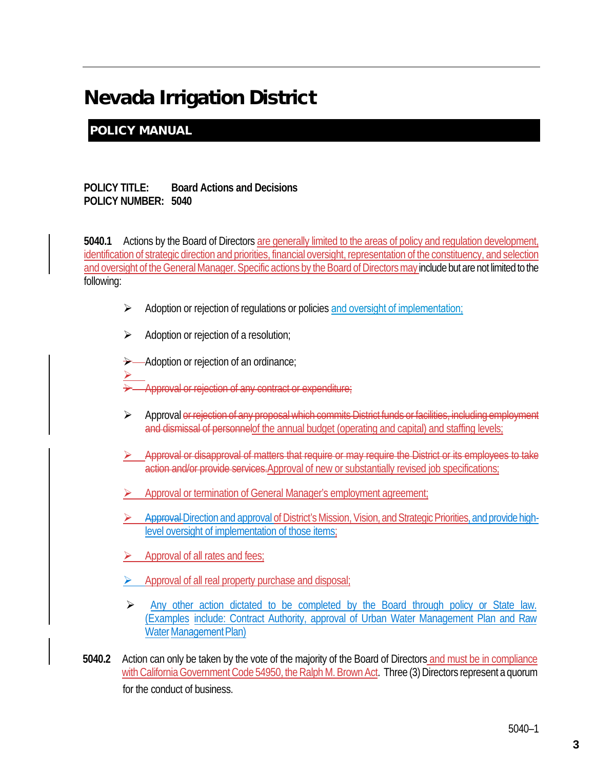# Nevada Irrigation District

## POLICY MANUAL

**POLICY TITLE: Board Actions and Decisions**
**POLICY NUMBER: 5040**

**5040.1** Actions by the Board of Directors are generally limited to the areas of policy and regulation development, identification of strategic direction and priorities, financial oversight, representation of the constituency, and selection and oversight of the General Manager. Specific actions by the Board of Directors may include but are not limited to the following:

- Adoption or rejection of regulations or policies and oversight of implementation;
- Adoption or rejection of a resolution;
- Adoption or rejection of an ordinance;
- ~~Approval or rejection of any contract or expenditure;~~
- Approval ~~or rejection of any proposal which commits District funds or facilities, including employment and dismissal of personnel~~of the annual budget (operating and capital) and staffing levels;
- ~~Approval or disapproval of matters that require or may require the District or its employees to take action and/or provide services.~~Approval of new or substantially revised job specifications;
- Approval or termination of General Manager's employment agreement;
- ~~Approval~~ Direction and approval of District's Mission, Vision, and Strategic Priorities, and provide high-level oversight of implementation of those items;
- Approval of all rates and fees;
- Approval of all real property purchase and disposal;
- Any other action dictated to be completed by the Board through policy or State law. (Examples include: Contract Authority, approval of Urban Water Management Plan and Raw Water Management Plan)

**5040.2** Action can only be taken by the vote of the majority of the Board of Directors and must be in compliance with California Government Code 54950, the Ralph M. Brown Act. Three (3) Directors represent a quorum for the conduct of business.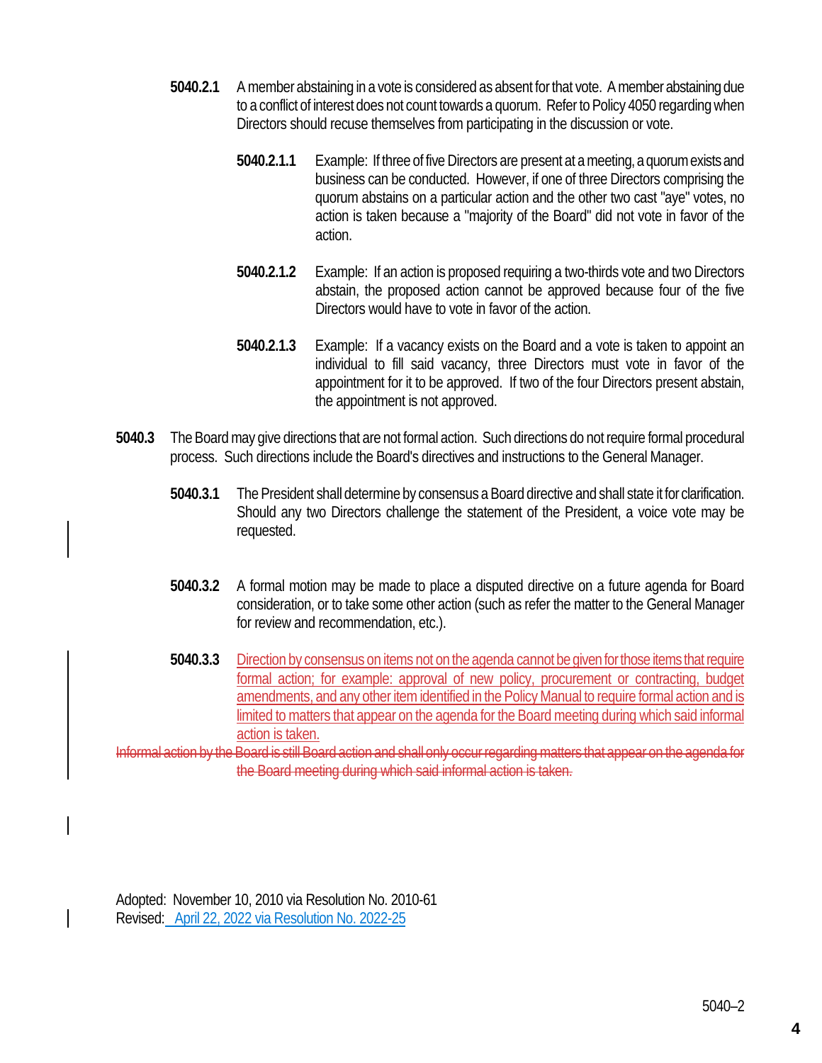**5040.2.1** A member abstaining in a vote is considered as absent for that vote. A member abstaining due to a conflict of interest does not count towards a quorum. Refer to Policy 4050 regarding when Directors should recuse themselves from participating in the discussion or vote.

**5040.2.1.1** Example: If three of five Directors are present at a meeting, a quorum exists and business can be conducted. However, if one of three Directors comprising the quorum abstains on a particular action and the other two cast "aye" votes, no action is taken because a "majority of the Board" did not vote in favor of the action.

**5040.2.1.2** Example: If an action is proposed requiring a two-thirds vote and two Directors abstain, the proposed action cannot be approved because four of the five Directors would have to vote in favor of the action.

**5040.2.1.3** Example: If a vacancy exists on the Board and a vote is taken to appoint an individual to fill said vacancy, three Directors must vote in favor of the appointment for it to be approved. If two of the four Directors present abstain, the appointment is not approved.

**5040.3** The Board may give directions that are not formal action. Such directions do not require formal procedural process. Such directions include the Board's directives and instructions to the General Manager.

**5040.3.1** The President shall determine by consensus a Board directive and shall state it for clarification. Should any two Directors challenge the statement of the President, a voice vote may be requested.

**5040.3.2** A formal motion may be made to place a disputed directive on a future agenda for Board consideration, or to take some other action (such as refer the matter to the General Manager for review and recommendation, etc.).

**5040.3.3** Direction by consensus on items not on the agenda cannot be given for those items that require formal action; for example: approval of new policy, procurement or contracting, budget amendments, and any other item identified in the Policy Manual to require formal action and is limited to matters that appear on the agenda for the Board meeting during which said informal action is taken.

~~Informal action by the Board is still Board action and shall only occur regarding matters that appear on the agenda for the Board meeting during which said informal action is taken.~~

Adopted: November 10, 2010 via Resolution No. 2010-61
Revised: April 22, 2022 via Resolution No. 2022-25

5040–2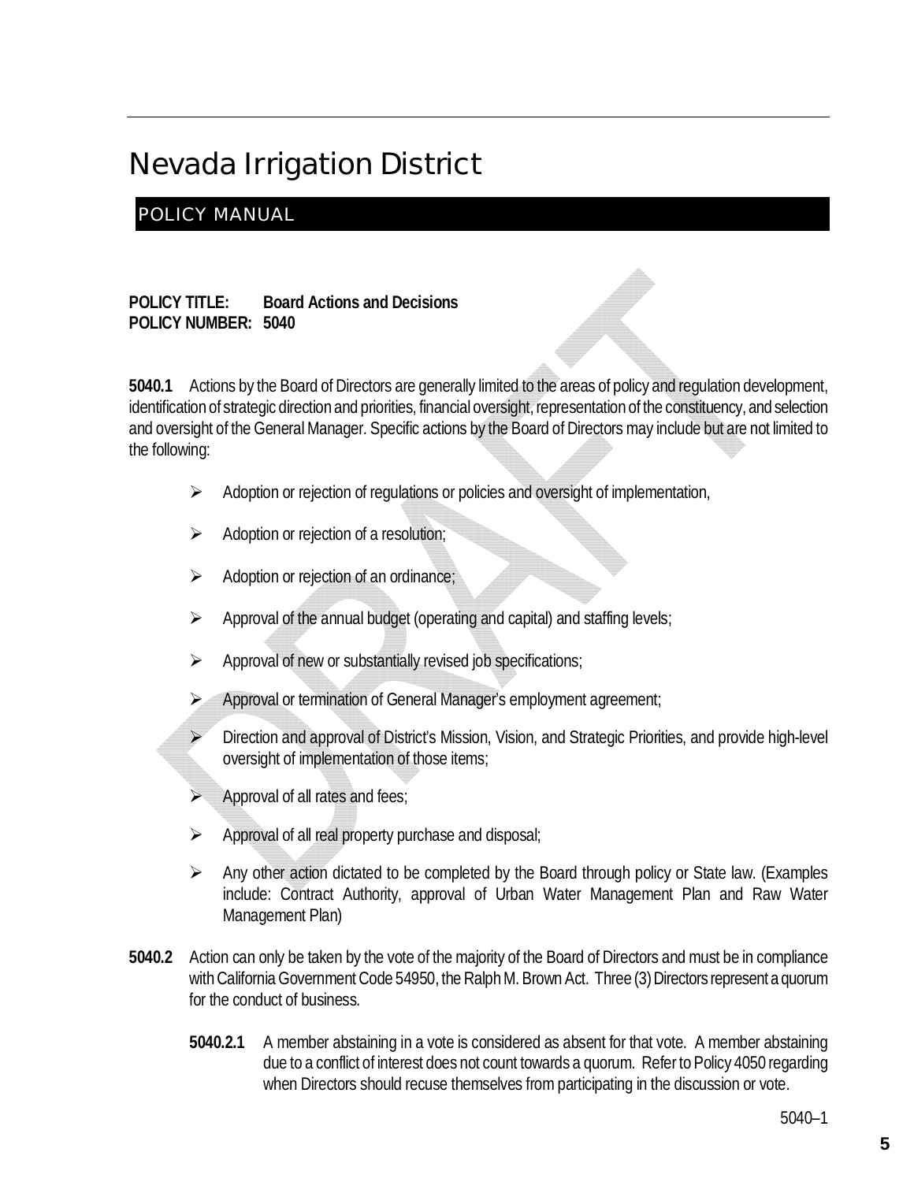# Nevada Irrigation District

## POLICY MANUAL

**POLICY TITLE: Board Actions and Decisions**
**POLICY NUMBER: 5040**

**5040.1** Actions by the Board of Directors are generally limited to the areas of policy and regulation development, identification of strategic direction and priorities, financial oversight, representation of the constituency, and selection and oversight of the General Manager. Specific actions by the Board of Directors may include but are not limited to the following:

- Adoption or rejection of regulations or policies and oversight of implementation,
- Adoption or rejection of a resolution;
- Adoption or rejection of an ordinance;
- Approval of the annual budget (operating and capital) and staffing levels;
- Approval of new or substantially revised job specifications;
- Approval or termination of General Manager's employment agreement;
- Direction and approval of District's Mission, Vision, and Strategic Priorities, and provide high-level oversight of implementation of those items;
- Approval of all rates and fees;
- Approval of all real property purchase and disposal;
- Any other action dictated to be completed by the Board through policy or State law. (Examples include: Contract Authority, approval of Urban Water Management Plan and Raw Water Management Plan)

**5040.2** Action can only be taken by the vote of the majority of the Board of Directors and must be in compliance with California Government Code 54950, the Ralph M. Brown Act. Three (3) Directors represent a quorum for the conduct of business.

**5040.2.1** A member abstaining in a vote is considered as absent for that vote. A member abstaining due to a conflict of interest does not count towards a quorum. Refer to Policy 4050 regarding when Directors should recuse themselves from participating in the discussion or vote.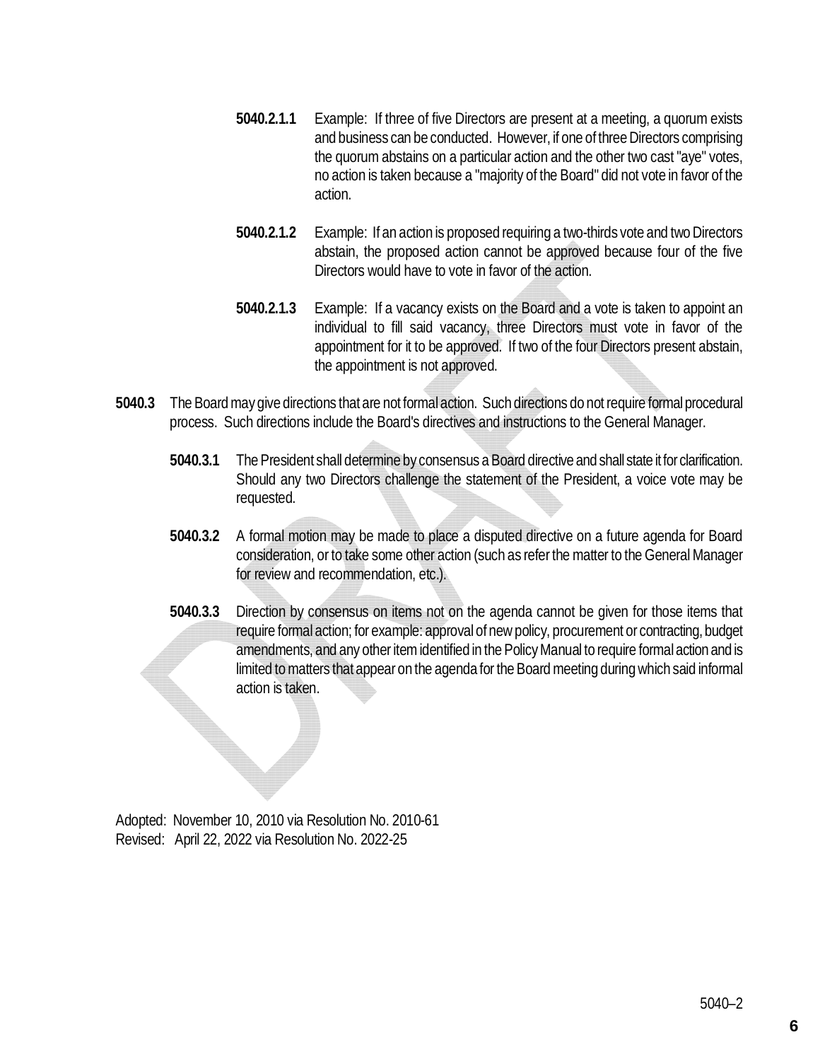**5040.2.1.1** Example: If three of five Directors are present at a meeting, a quorum exists and business can be conducted. However, if one of three Directors comprising the quorum abstains on a particular action and the other two cast "aye" votes, no action is taken because a "majority of the Board" did not vote in favor of the action.

**5040.2.1.2** Example: If an action is proposed requiring a two-thirds vote and two Directors abstain, the proposed action cannot be approved because four of the five Directors would have to vote in favor of the action.

**5040.2.1.3** Example: If a vacancy exists on the Board and a vote is taken to appoint an individual to fill said vacancy, three Directors must vote in favor of the appointment for it to be approved. If two of the four Directors present abstain, the appointment is not approved.

**5040.3** The Board may give directions that are not formal action. Such directions do not require formal procedural process. Such directions include the Board's directives and instructions to the General Manager.

**5040.3.1** The President shall determine by consensus a Board directive and shall state it for clarification. Should any two Directors challenge the statement of the President, a voice vote may be requested.

**5040.3.2** A formal motion may be made to place a disputed directive on a future agenda for Board consideration, or to take some other action (such as refer the matter to the General Manager for review and recommendation, etc.).

**5040.3.3** Direction by consensus on items not on the agenda cannot be given for those items that require formal action; for example: approval of new policy, procurement or contracting, budget amendments, and any other item identified in the Policy Manual to require formal action and is limited to matters that appear on the agenda for the Board meeting during which said informal action is taken.

Adopted: November 10, 2010 via Resolution No. 2010-61
Revised: April 22, 2022 via Resolution No. 2022-25